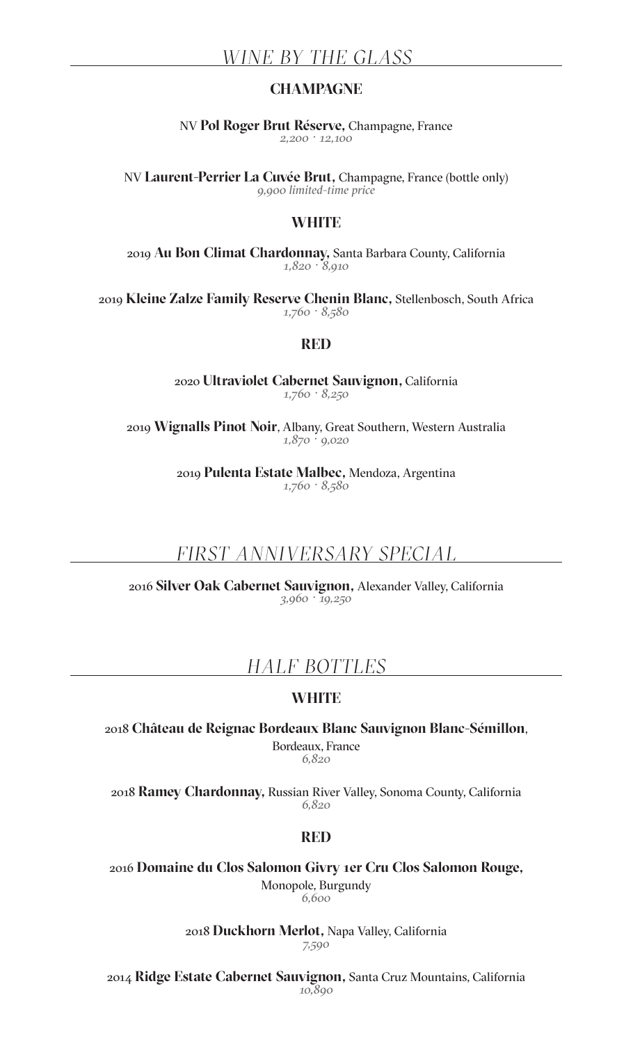# *WINE BY THE GLASS*

## CHAMPAGNE

NV **Pol Roger Brut Réserve,** Champagne, France
*2,200 · 12,100*

NV **Laurent-Perrier La Cuvée Brut,** Champagne, France (bottle only)
*9,900 limited-time price*

## WHITE

2019 **Au Bon Climat Chardonnay,** Santa Barbara County, California
*1,820 · 8,910*

2019 **Kleine Zalze Family Reserve Chenin Blanc,** Stellenbosch, South Africa
*1,760 · 8,580*

## RED

2020 **Ultraviolet Cabernet Sauvignon,** California
*1,760 · 8,250*

2019 **Wignalls Pinot Noir**, Albany, Great Southern, Western Australia
*1,870 · 9,020*

2019 **Pulenta Estate Malbec,** Mendoza, Argentina
*1,760 · 8,580*

# *FIRST ANNIVERSARY SPECIAL*

2016 **Silver Oak Cabernet Sauvignon,** Alexander Valley, California
*3,960 · 19,250*

# *HALF BOTTLES*

## WHITE

2018 **Château de Reignac Bordeaux Blanc Sauvignon Blanc-Sémillon**, Bordeaux, France
*6,820*

2018 **Ramey Chardonnay,** Russian River Valley, Sonoma County, California
*6,820*

## RED

2016 **Domaine du Clos Salomon Givry 1er Cru Clos Salomon Rouge,** Monopole, Burgundy
*6,600*

2018 **Duckhorn Merlot,** Napa Valley, California
*7,590*

2014 **Ridge Estate Cabernet Sauvignon,** Santa Cruz Mountains, California
*10,890*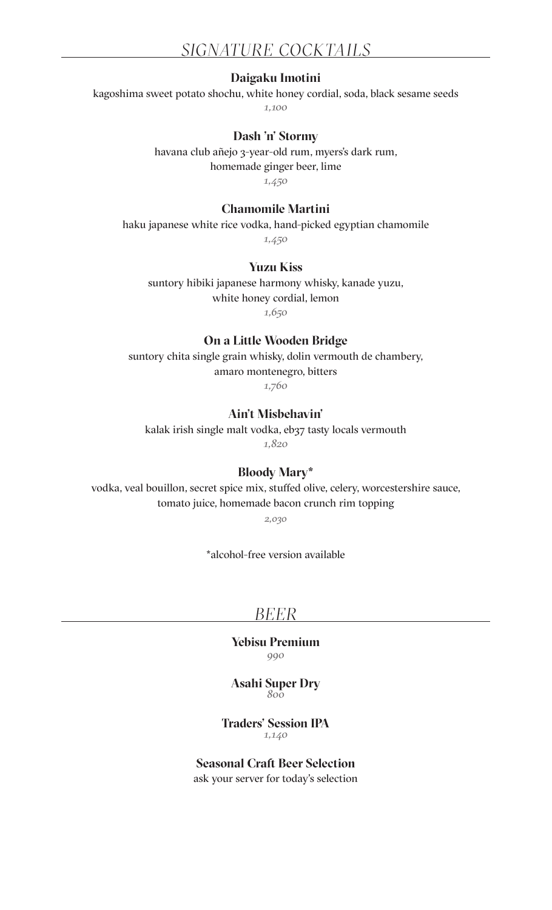## *SIGNATURE COCKTAILS*

**Daigaku Imotini**
kagoshima sweet potato shochu, white honey cordial, soda, black sesame seeds
*1,100*

**Dash 'n' Stormy**
havana club añejo 3-year-old rum, myers's dark rum,
homemade ginger beer, lime
*1,450*

**Chamomile Martini**
haku japanese white rice vodka, hand-picked egyptian chamomile
*1,450*

**Yuzu Kiss**
suntory hibiki japanese harmony whisky, kanade yuzu,
white honey cordial, lemon
*1,650*

**On a Little Wooden Bridge**
suntory chita single grain whisky, dolin vermouth de chambery,
amaro montenegro, bitters
*1,760*

**Ain't Misbehavin'**
kalak irish single malt vodka, eb37 tasty locals vermouth
*1,820*

**Bloody Mary***
vodka, veal bouillon, secret spice mix, stuffed olive, celery, worcestershire sauce,
tomato juice, homemade bacon crunch rim topping
*2,030*

*alcohol-free version available

## *BEER*

**Yebisu Premium**
*990*

**Asahi Super Dry**
*800*

**Traders' Session IPA**
*1,140*

**Seasonal Craft Beer Selection**
ask your server for today's selection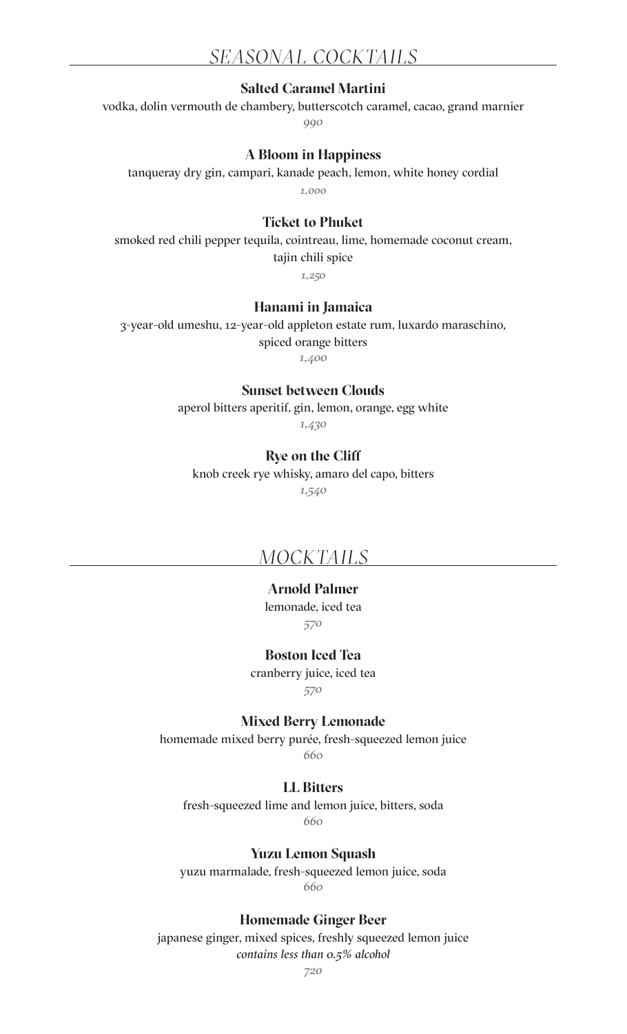## SEASONAL COCKTAILS

**Salted Caramel Martini**
vodka, dolin vermouth de chambery, butterscotch caramel, cacao, grand marnier
*990*

**A Bloom in Happiness**
tanqueray dry gin, campari, kanade peach, lemon, white honey cordial
*1,000*

**Ticket to Phuket**
smoked red chili pepper tequila, cointreau, lime, homemade coconut cream, tajin chili spice
*1,250*

**Hanami in Jamaica**
3-year-old umeshu, 12-year-old appleton estate rum, luxardo maraschino, spiced orange bitters
*1,400*

**Sunset between Clouds**
aperol bitters aperitif, gin, lemon, orange, egg white
*1,430*

**Rye on the Cliff**
knob creek rye whisky, amaro del capo, bitters
*1,540*

## MOCKTAILS

**Arnold Palmer**
lemonade, iced tea
*570*

**Boston Iced Tea**
cranberry juice, iced tea
*570*

**Mixed Berry Lemonade**
homemade mixed berry purée, fresh-squeezed lemon juice
*660*

**LL Bitters**
fresh-squeezed lime and lemon juice, bitters, soda
*660*

**Yuzu Lemon Squash**
yuzu marmalade, fresh-squeezed lemon juice, soda
*660*

**Homemade Ginger Beer**
japanese ginger, mixed spices, freshly squeezed lemon juice
*contains less than 0.5% alcohol*
*720*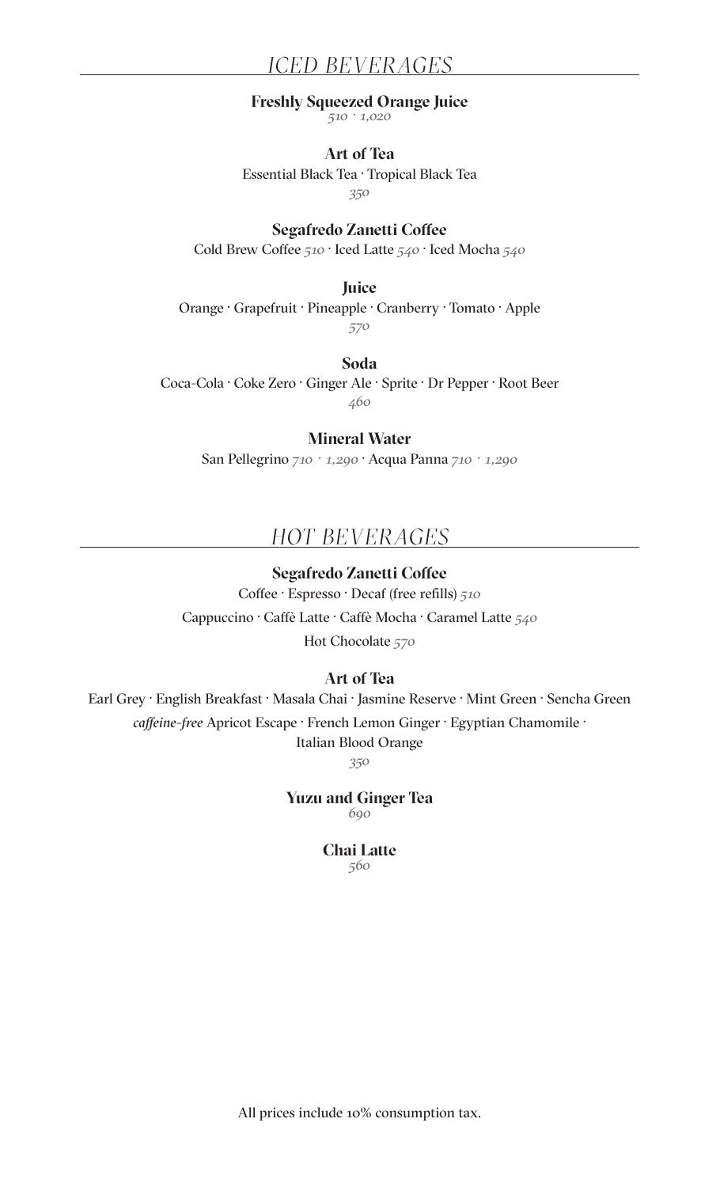## *ICED BEVERAGES*

**Freshly Squeezed Orange Juice**
*510 · 1,020*

**Art of Tea**
Essential Black Tea · Tropical Black Tea
*350*

**Segafredo Zanetti Coffee**
Cold Brew Coffee *510* · Iced Latte *540* · Iced Mocha *540*

**Juice**
Orange · Grapefruit · Pineapple · Cranberry · Tomato · Apple
*570*

**Soda**
Coca-Cola · Coke Zero · Ginger Ale · Sprite · Dr Pepper · Root Beer
*460*

**Mineral Water**
San Pellegrino *710 · 1,290* · Acqua Panna *710 · 1,290*

## *HOT BEVERAGES*

**Segafredo Zanetti Coffee**
Coffee · Espresso · Decaf (free refills) *510*
Cappuccino · Caffè Latte · Caffè Mocha · Caramel Latte *540*
Hot Chocolate *570*

**Art of Tea**
Earl Grey · English Breakfast · Masala Chai · Jasmine Reserve · Mint Green · Sencha Green
*caffeine-free* Apricot Escape · French Lemon Ginger · Egyptian Chamomile · Italian Blood Orange
*350*

**Yuzu and Ginger Tea**
*690*

**Chai Latte**
*560*

All prices include 10% consumption tax.